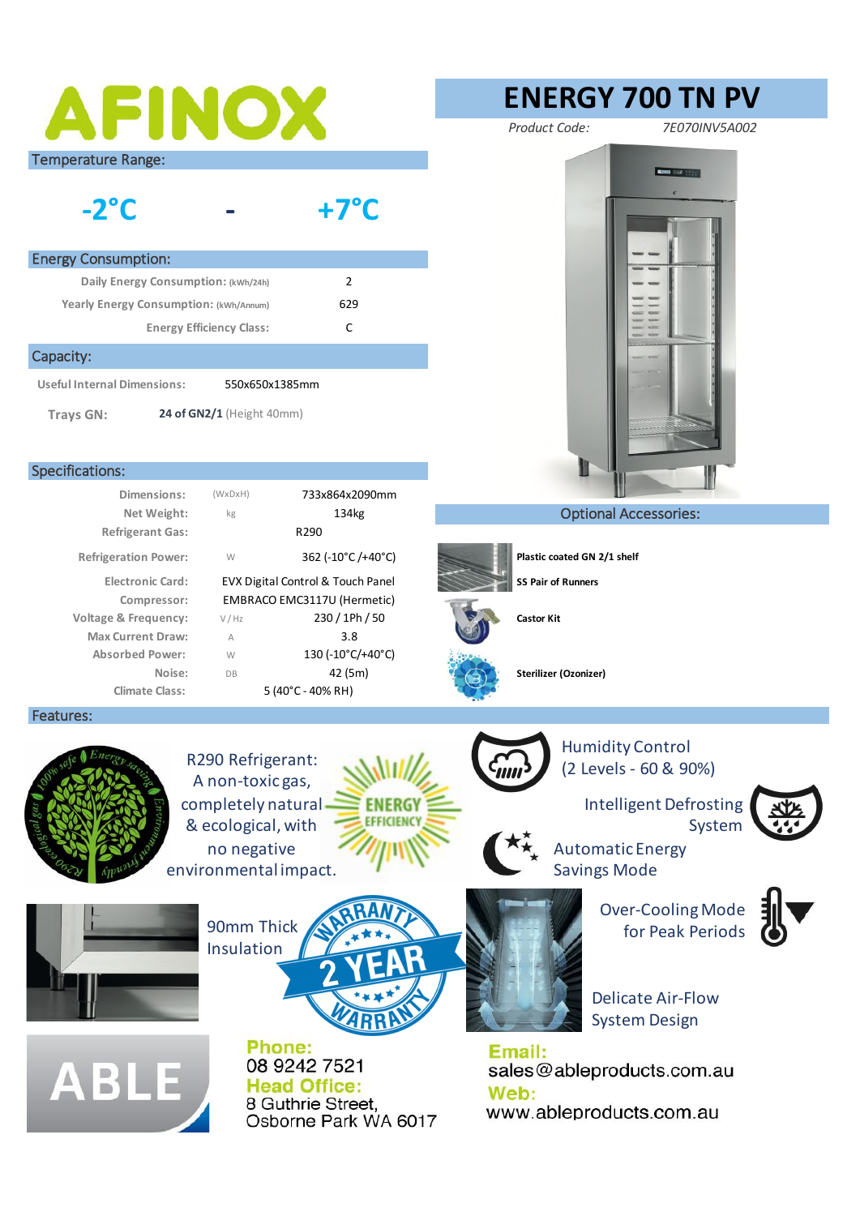# AFINOX

## ENERGY 700 TN PV

*Product Code:* *7E070INV5A002*

## Temperature Range:

**-2°C - +7°C**

## Energy Consumption:

| | |
|---|---|
| Daily Energy Consumption: (kWh/24h) | 2 |
| Yearly Energy Consumption: (kWh/Annum) | 629 |
| Energy Efficiency Class: | C |

## Capacity:

| | |
|---|---|
| Useful Internal Dimensions: | 550x650x1385mm |
| Trays GN: | **24 of GN2/1** (Height 40mm) |

## Specifications:

| | | |
|---|---|---|
| Dimensions: | (WxDxH) | 733x864x2090mm |
| Net Weight: | kg | 134kg |
| Refrigerant Gas: | | R290 |
| Refrigeration Power: | W | 362 (-10°C /+40°C) |
| Electronic Card: | | EVX Digital Control & Touch Panel |
| Compressor: | | EMBRACO EMC3117U (Hermetic) |
| Voltage & Frequency: | V / Hz | 230 / 1Ph / 50 |
| Max Current Draw: | A | 3.8 |
| Absorbed Power: | W | 130 (-10°C/+40°C) |
| Noise: | DB | 42 (5m) |
| Climate Class: | | 5 (40°C - 40% RH) |

## Optional Accessories:

- **Plastic coated GN 2/1 shelf**
- **SS Pair of Runners**
- **Castor Kit**
- **Sterilizer (Ozonizer)**

## Features:

- R290 Refrigerant: A non-toxic gas, completely natural & ecological, with no negative environmental impact.
- Humidity Control (2 Levels - 60 & 90%)
- Intelligent Defrosting System
- Automatic Energy Savings Mode
- 90mm Thick Insulation
- 2 YEAR WARRANTY
- Over-Cooling Mode for Peak Periods
- Delicate Air-Flow System Design

**ABLE**

**Phone:**
08 9242 7521

**Head Office:**
8 Guthrie Street,
Osborne Park WA 6017

**Email:**
sales@ableproducts.com.au

**Web:**
www.ableproducts.com.au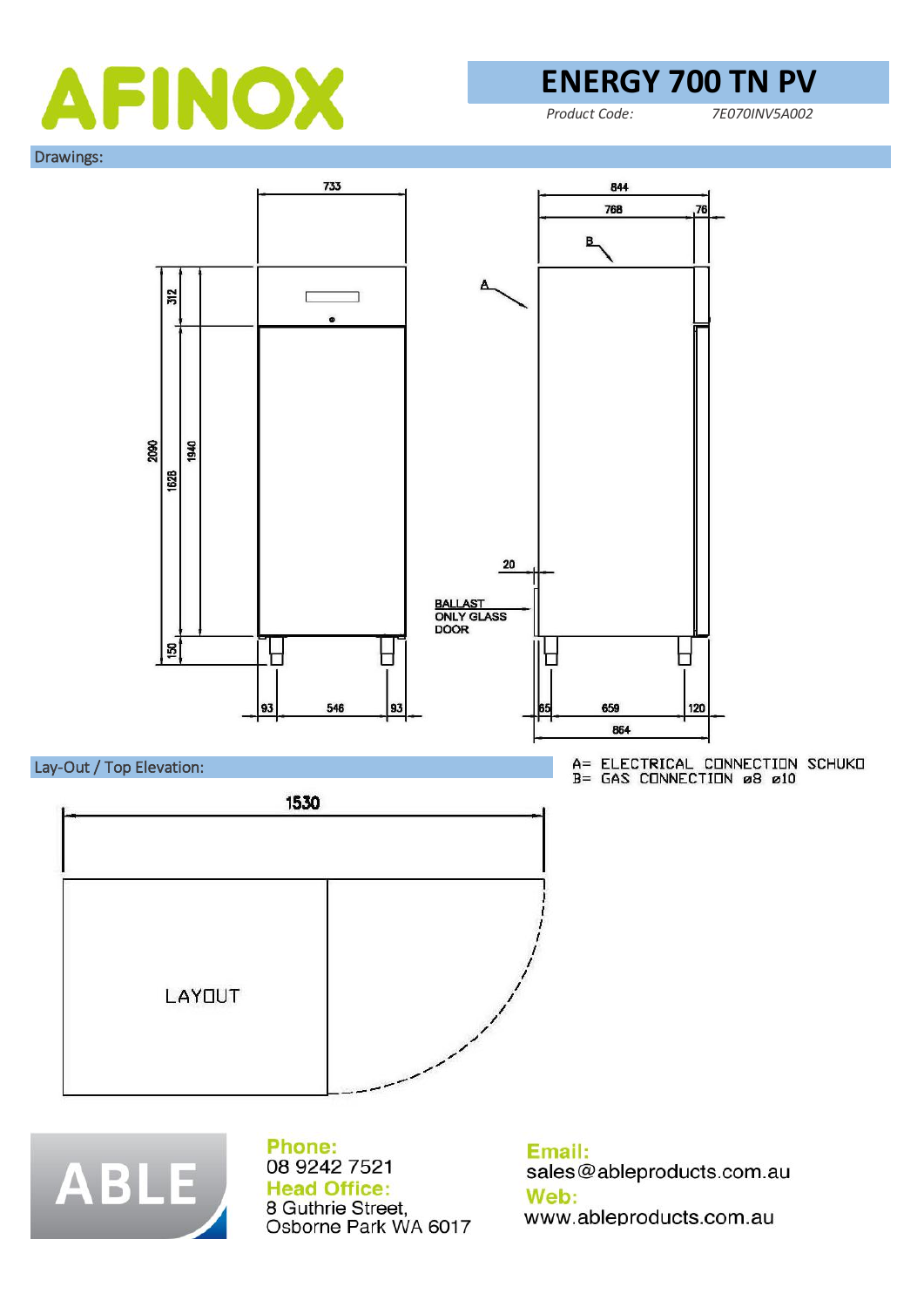# AFINOX

## ENERGY 700 TN PV

*Product Code:* *7E070INV5A002*

### Drawings:

733

312

2090

1628

1940

150

93

546

93

844

768

76

B

A

20

BALLAST ONLY GLASS DOOR

65

659

120

864

### Lay-Out / Top Elevation:

A= ELECTRICAL CONNECTION SCHUKO
B= GAS CONNECTION ø8 ø10

1530

LAYOUT

ABLE

**Phone:**
08 9242 7521

**Head Office:**
8 Guthrie Street,
Osborne Park WA 6017

**Email:**
sales@ableproducts.com.au

**Web:**
www.ableproducts.com.au